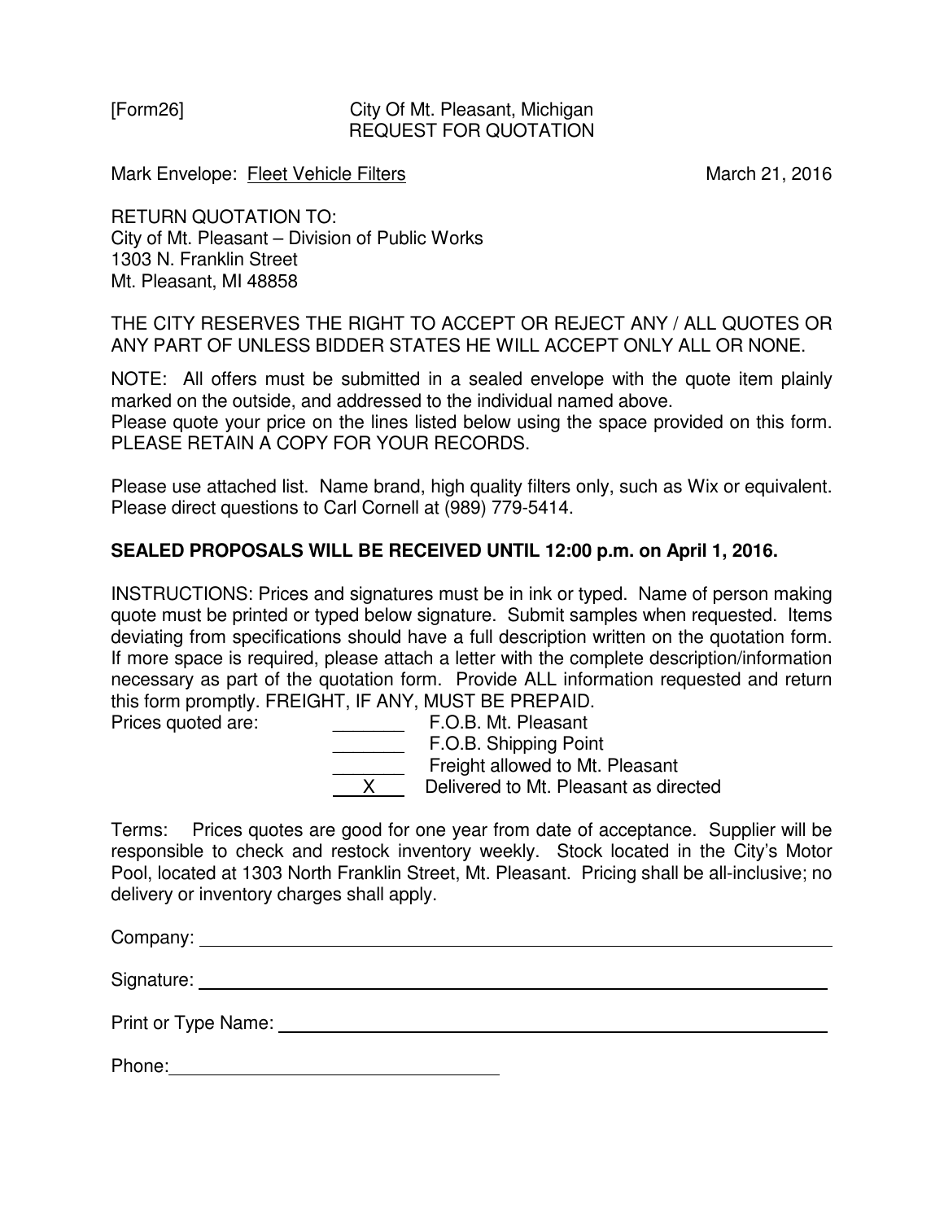[Form26]

City Of Mt. Pleasant, Michigan
REQUEST FOR QUOTATION

Mark Envelope: Fleet Vehicle Filters

March 21, 2016

RETURN QUOTATION TO:
City of Mt. Pleasant – Division of Public Works
1303 N. Franklin Street
Mt. Pleasant, MI 48858

THE CITY RESERVES THE RIGHT TO ACCEPT OR REJECT ANY / ALL QUOTES OR ANY PART OF UNLESS BIDDER STATES HE WILL ACCEPT ONLY ALL OR NONE.

NOTE: All offers must be submitted in a sealed envelope with the quote item plainly marked on the outside, and addressed to the individual named above.
Please quote your price on the lines listed below using the space provided on this form.
PLEASE RETAIN A COPY FOR YOUR RECORDS.

Please use attached list. Name brand, high quality filters only, such as Wix or equivalent.
Please direct questions to Carl Cornell at (989) 779-5414.

**SEALED PROPOSALS WILL BE RECEIVED UNTIL 12:00 p.m. on April 1, 2016.**

INSTRUCTIONS: Prices and signatures must be in ink or typed. Name of person making quote must be printed or typed below signature. Submit samples when requested. Items deviating from specifications should have a full description written on the quotation form. If more space is required, please attach a letter with the complete description/information necessary as part of the quotation form. Provide ALL information requested and return this form promptly. FREIGHT, IF ANY, MUST BE PREPAID.

Prices quoted are:

_______ F.O.B. Mt. Pleasant
_______ F.O.B. Shipping Point
_______ Freight allowed to Mt. Pleasant
___X___ Delivered to Mt. Pleasant as directed

Terms: Prices quotes are good for one year from date of acceptance. Supplier will be responsible to check and restock inventory weekly. Stock located in the City's Motor Pool, located at 1303 North Franklin Street, Mt. Pleasant. Pricing shall be all-inclusive; no delivery or inventory charges shall apply.

Company: ____________________________________________

Signature: ____________________________________________

Print or Type Name: ____________________________________________

Phone: ______________________________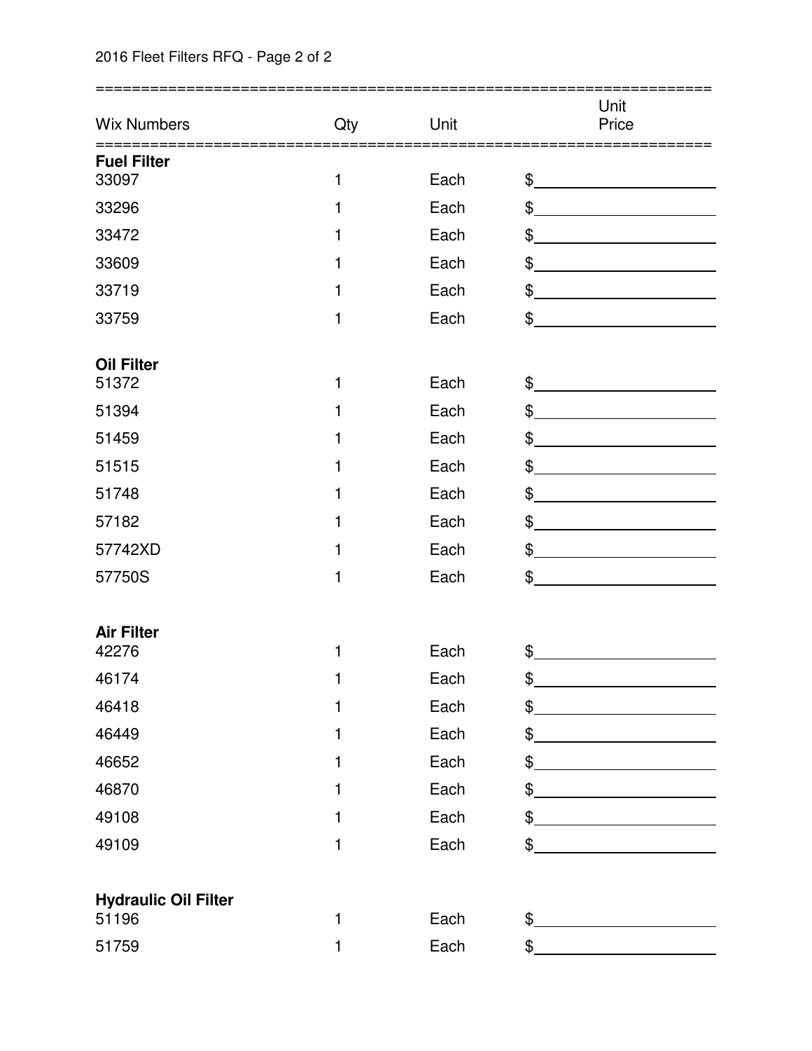| Wix Numbers | Qty | Unit | Unit Price |
|---|---|---|---|
| **Fuel Filter** | | | |
| 33097 | 1 | Each | $ |
| 33296 | 1 | Each | $ |
| 33472 | 1 | Each | $ |
| 33609 | 1 | Each | $ |
| 33719 | 1 | Each | $ |
| 33759 | 1 | Each | $ |
| **Oil Filter** | | | |
| 51372 | 1 | Each | $ |
| 51394 | 1 | Each | $ |
| 51459 | 1 | Each | $ |
| 51515 | 1 | Each | $ |
| 51748 | 1 | Each | $ |
| 57182 | 1 | Each | $ |
| 57742XD | 1 | Each | $ |
| 57750S | 1 | Each | $ |
| **Air Filter** | | | |
| 42276 | 1 | Each | $ |
| 46174 | 1 | Each | $ |
| 46418 | 1 | Each | $ |
| 46449 | 1 | Each | $ |
| 46652 | 1 | Each | $ |
| 46870 | 1 | Each | $ |
| 49108 | 1 | Each | $ |
| 49109 | 1 | Each | $ |
| **Hydraulic Oil Filter** | | | |
| 51196 | 1 | Each | $ |
| 51759 | 1 | Each | $ |